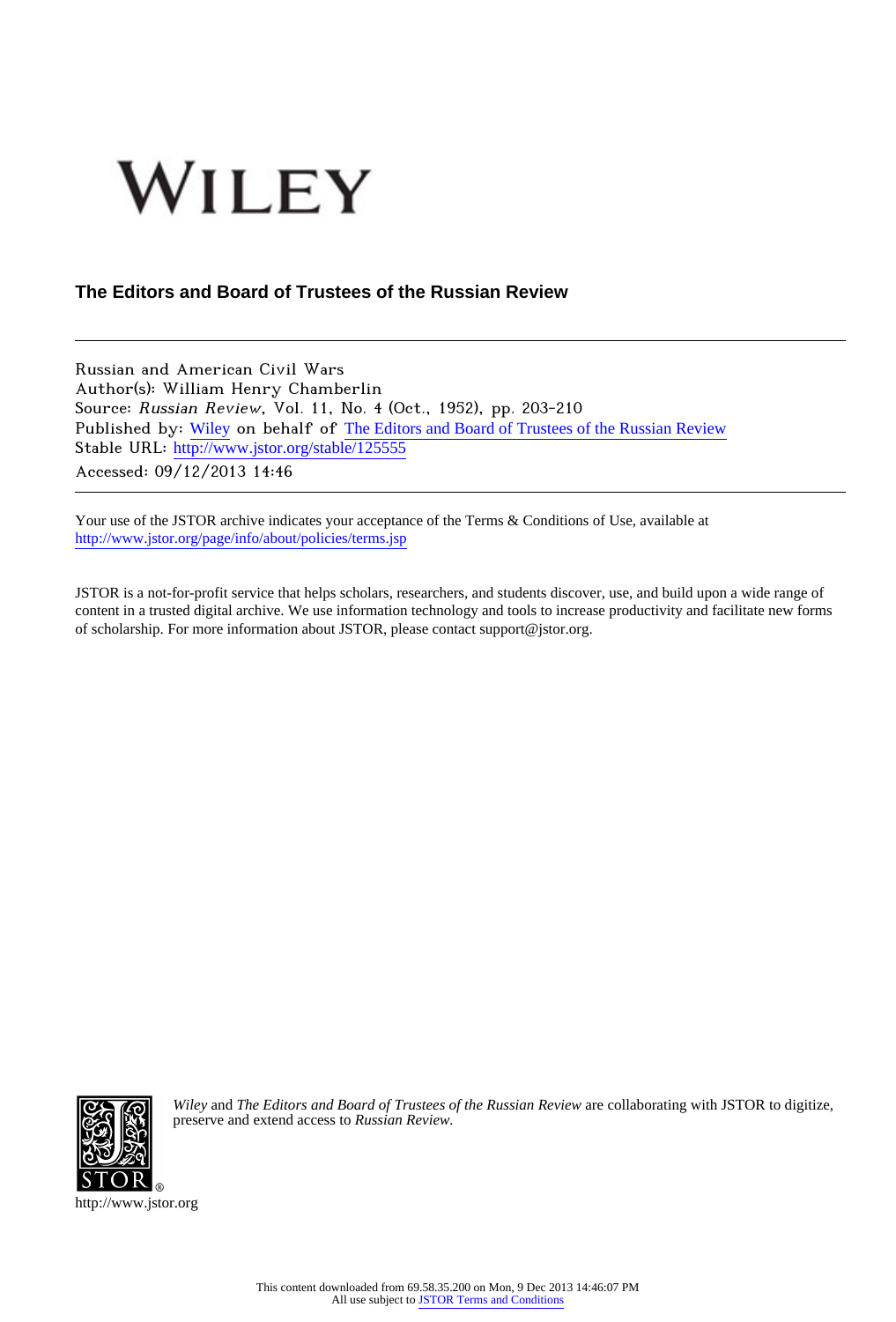WILEY

**The Editors and Board of Trustees of the Russian Review**

---

Russian and American Civil Wars
Author(s): William Henry Chamberlin
Source: *Russian Review*, Vol. 11, No. 4 (Oct., 1952), pp. 203-210
Published by: Wiley on behalf of The Editors and Board of Trustees of the Russian Review
Stable URL: http://www.jstor.org/stable/125555
Accessed: 09/12/2013 14:46

---

Your use of the JSTOR archive indicates your acceptance of the Terms & Conditions of Use, available at
http://www.jstor.org/page/info/about/policies/terms.jsp

JSTOR is a not-for-profit service that helps scholars, researchers, and students discover, use, and build upon a wide range of content in a trusted digital archive. We use information technology and tools to increase productivity and facilitate new forms of scholarship. For more information about JSTOR, please contact support@jstor.org.

*Wiley* and *The Editors and Board of Trustees of the Russian Review* are collaborating with JSTOR to digitize, preserve and extend access to *Russian Review.*

http://www.jstor.org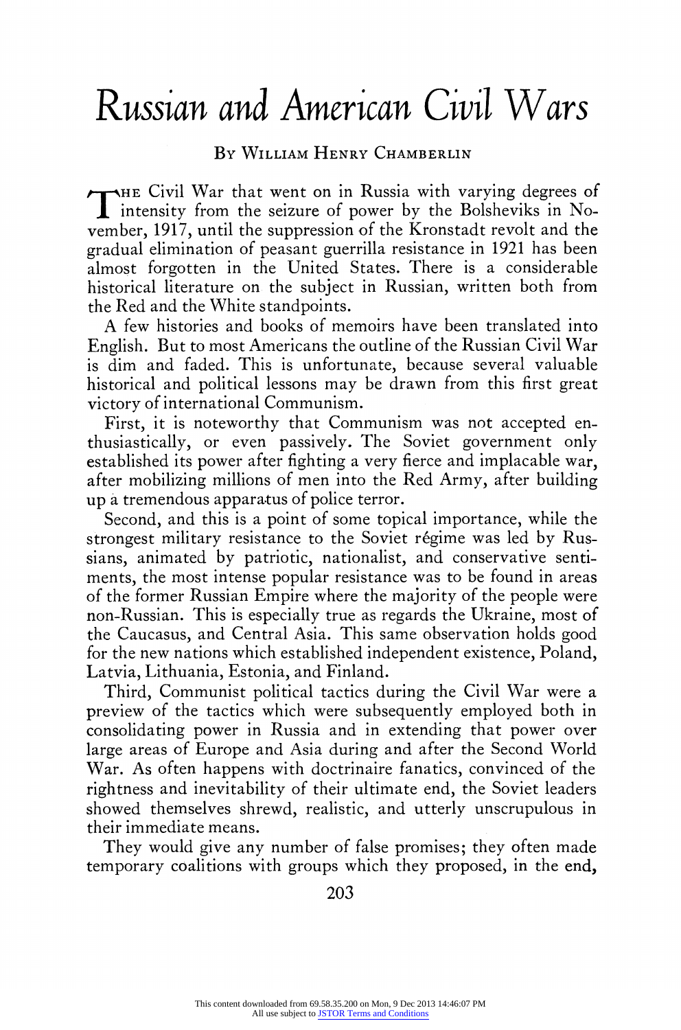# Russian and American Civil Wars

By William Henry Chamberlin

The Civil War that went on in Russia with varying degrees of intensity from the seizure of power by the Bolsheviks in November, 1917, until the suppression of the Kronstadt revolt and the gradual elimination of peasant guerrilla resistance in 1921 has been almost forgotten in the United States. There is a considerable historical literature on the subject in Russian, written both from the Red and the White standpoints.

A few histories and books of memoirs have been translated into English. But to most Americans the outline of the Russian Civil War is dim and faded. This is unfortunate, because several valuable historical and political lessons may be drawn from this first great victory of international Communism.

First, it is noteworthy that Communism was not accepted enthusiastically, or even passively. The Soviet government only established its power after fighting a very fierce and implacable war, after mobilizing millions of men into the Red Army, after building up a tremendous apparatus of police terror.

Second, and this is a point of some topical importance, while the strongest military resistance to the Soviet régime was led by Russians, animated by patriotic, nationalist, and conservative sentiments, the most intense popular resistance was to be found in areas of the former Russian Empire where the majority of the people were non-Russian. This is especially true as regards the Ukraine, most of the Caucasus, and Central Asia. This same observation holds good for the new nations which established independent existence, Poland, Latvia, Lithuania, Estonia, and Finland.

Third, Communist political tactics during the Civil War were a preview of the tactics which were subsequently employed both in consolidating power in Russia and in extending that power over large areas of Europe and Asia during and after the Second World War. As often happens with doctrinaire fanatics, convinced of the rightness and inevitability of their ultimate end, the Soviet leaders showed themselves shrewd, realistic, and utterly unscrupulous in their immediate means.

They would give any number of false promises; they often made temporary coalitions with groups which they proposed, in the end,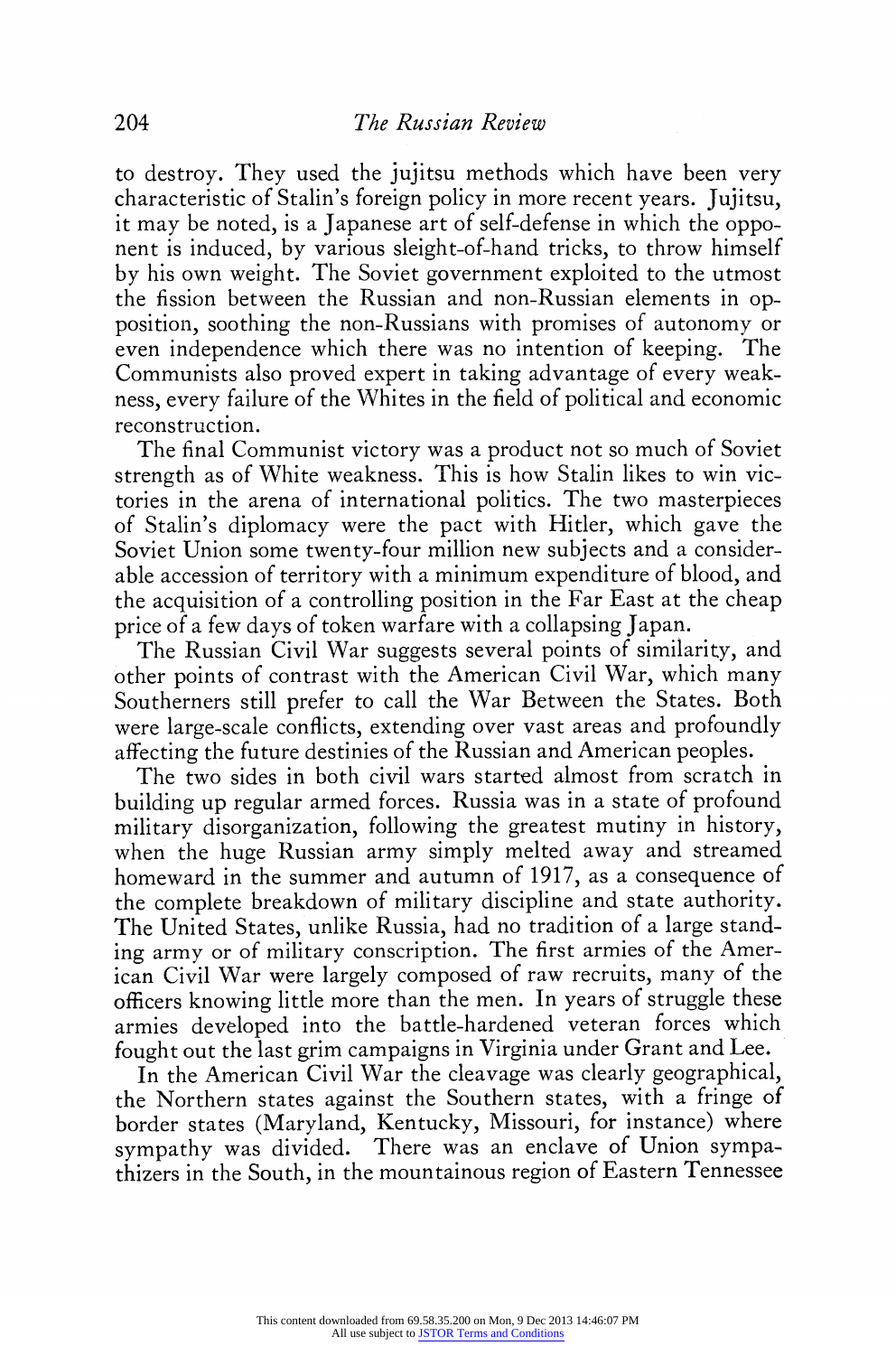to destroy. They used the jujitsu methods which have been very characteristic of Stalin's foreign policy in more recent years. Jujitsu, it may be noted, is a Japanese art of self-defense in which the opponent is induced, by various sleight-of-hand tricks, to throw himself by his own weight. The Soviet government exploited to the utmost the fission between the Russian and non-Russian elements in opposition, soothing the non-Russians with promises of autonomy or even independence which there was no intention of keeping. The Communists also proved expert in taking advantage of every weakness, every failure of the Whites in the field of political and economic reconstruction.

The final Communist victory was a product not so much of Soviet strength as of White weakness. This is how Stalin likes to win victories in the arena of international politics. The two masterpieces of Stalin's diplomacy were the pact with Hitler, which gave the Soviet Union some twenty-four million new subjects and a considerable accession of territory with a minimum expenditure of blood, and the acquisition of a controlling position in the Far East at the cheap price of a few days of token warfare with a collapsing Japan.

The Russian Civil War suggests several points of similarity, and other points of contrast with the American Civil War, which many Southerners still prefer to call the War Between the States. Both were large-scale conflicts, extending over vast areas and profoundly affecting the future destinies of the Russian and American peoples.

The two sides in both civil wars started almost from scratch in building up regular armed forces. Russia was in a state of profound military disorganization, following the greatest mutiny in history, when the huge Russian army simply melted away and streamed homeward in the summer and autumn of 1917, as a consequence of the complete breakdown of military discipline and state authority. The United States, unlike Russia, had no tradition of a large standing army or of military conscription. The first armies of the American Civil War were largely composed of raw recruits, many of the officers knowing little more than the men. In years of struggle these armies developed into the battle-hardened veteran forces which fought out the last grim campaigns in Virginia under Grant and Lee.

In the American Civil War the cleavage was clearly geographical, the Northern states against the Southern states, with a fringe of border states (Maryland, Kentucky, Missouri, for instance) where sympathy was divided. There was an enclave of Union sympathizers in the South, in the mountainous region of Eastern Tennessee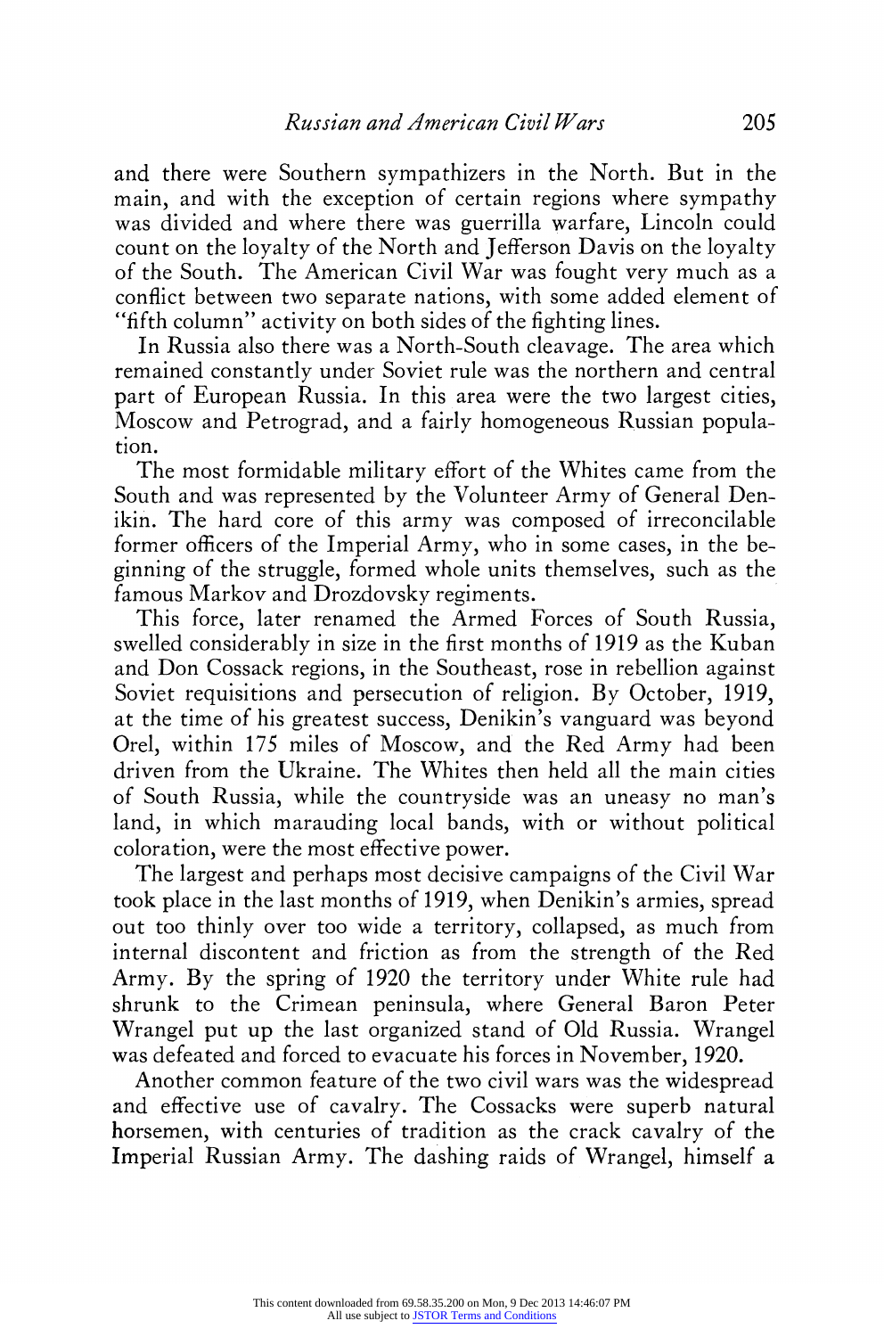and there were Southern sympathizers in the North. But in the main, and with the exception of certain regions where sympathy was divided and where there was guerrilla warfare, Lincoln could count on the loyalty of the North and Jefferson Davis on the loyalty of the South. The American Civil War was fought very much as a conflict between two separate nations, with some added element of "fifth column" activity on both sides of the fighting lines.

In Russia also there was a North-South cleavage. The area which remained constantly under Soviet rule was the northern and central part of European Russia. In this area were the two largest cities, Moscow and Petrograd, and a fairly homogeneous Russian population.

The most formidable military effort of the Whites came from the South and was represented by the Volunteer Army of General Denikin. The hard core of this army was composed of irreconcilable former officers of the Imperial Army, who in some cases, in the beginning of the struggle, formed whole units themselves, such as the famous Markov and Drozdovsky regiments.

This force, later renamed the Armed Forces of South Russia, swelled considerably in size in the first months of 1919 as the Kuban and Don Cossack regions, in the Southeast, rose in rebellion against Soviet requisitions and persecution of religion. By October, 1919, at the time of his greatest success, Denikin's vanguard was beyond Orel, within 175 miles of Moscow, and the Red Army had been driven from the Ukraine. The Whites then held all the main cities of South Russia, while the countryside was an uneasy no man's land, in which marauding local bands, with or without political coloration, were the most effective power.

The largest and perhaps most decisive campaigns of the Civil War took place in the last months of 1919, when Denikin's armies, spread out too thinly over too wide a territory, collapsed, as much from internal discontent and friction as from the strength of the Red Army. By the spring of 1920 the territory under White rule had shrunk to the Crimean peninsula, where General Baron Peter Wrangel put up the last organized stand of Old Russia. Wrangel was defeated and forced to evacuate his forces in November, 1920.

Another common feature of the two civil wars was the widespread and effective use of cavalry. The Cossacks were superb natural horsemen, with centuries of tradition as the crack cavalry of the Imperial Russian Army. The dashing raids of Wrangel, himself a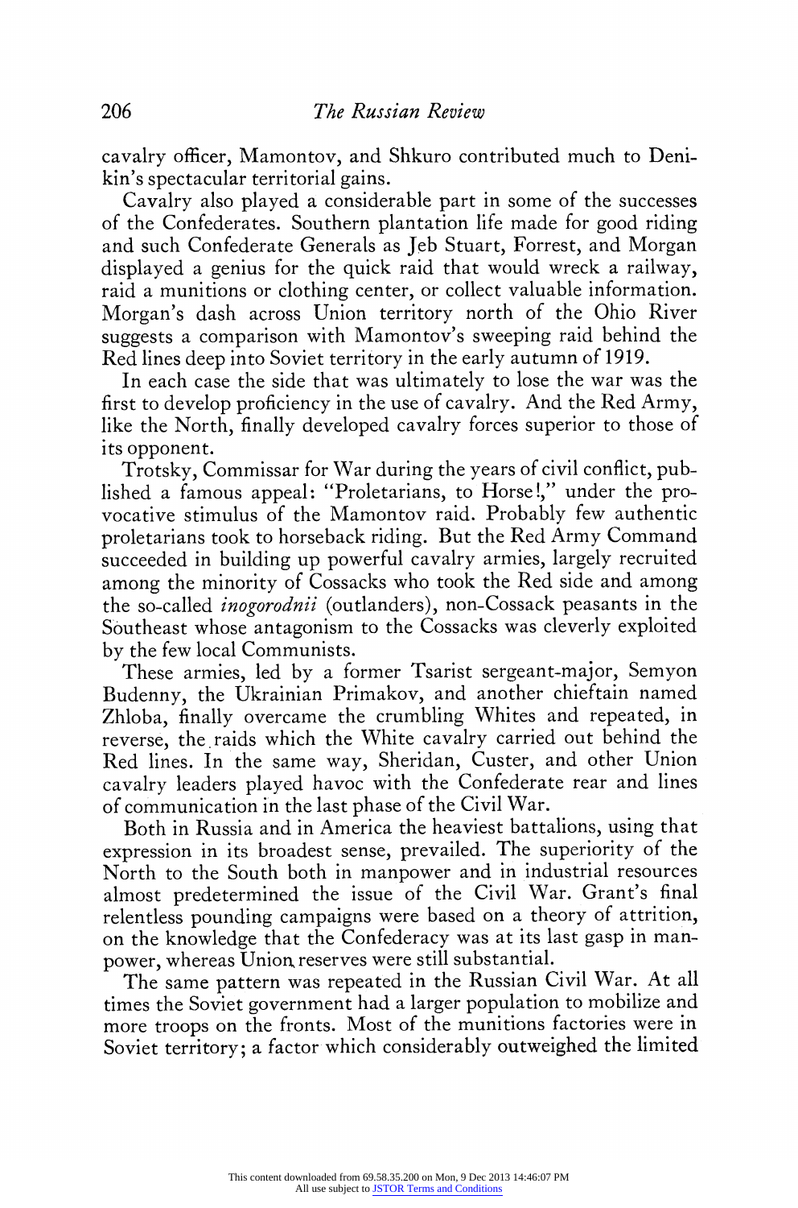cavalry officer, Mamontov, and Shkuro contributed much to Denikin's spectacular territorial gains.

Cavalry also played a considerable part in some of the successes of the Confederates. Southern plantation life made for good riding and such Confederate Generals as Jeb Stuart, Forrest, and Morgan displayed a genius for the quick raid that would wreck a railway, raid a munitions or clothing center, or collect valuable information. Morgan's dash across Union territory north of the Ohio River suggests a comparison with Mamontov's sweeping raid behind the Red lines deep into Soviet territory in the early autumn of 1919.

In each case the side that was ultimately to lose the war was the first to develop proficiency in the use of cavalry. And the Red Army, like the North, finally developed cavalry forces superior to those of its opponent.

Trotsky, Commissar for War during the years of civil conflict, published a famous appeal: "Proletarians, to Horse!," under the provocative stimulus of the Mamontov raid. Probably few authentic proletarians took to horseback riding. But the Red Army Command succeeded in building up powerful cavalry armies, largely recruited among the minority of Cossacks who took the Red side and among the so-called *inogorodnii* (outlanders), non-Cossack peasants in the Southeast whose antagonism to the Cossacks was cleverly exploited by the few local Communists.

These armies, led by a former Tsarist sergeant-major, Semyon Budenny, the Ukrainian Primakov, and another chieftain named Zhloba, finally overcame the crumbling Whites and repeated, in reverse, the raids which the White cavalry carried out behind the Red lines. In the same way, Sheridan, Custer, and other Union cavalry leaders played havoc with the Confederate rear and lines of communication in the last phase of the Civil War.

Both in Russia and in America the heaviest battalions, using that expression in its broadest sense, prevailed. The superiority of the North to the South both in manpower and in industrial resources almost predetermined the issue of the Civil War. Grant's final relentless pounding campaigns were based on a theory of attrition, on the knowledge that the Confederacy was at its last gasp in manpower, whereas Union reserves were still substantial.

The same pattern was repeated in the Russian Civil War. At all times the Soviet government had a larger population to mobilize and more troops on the fronts. Most of the munitions factories were in Soviet territory; a factor which considerably outweighed the limited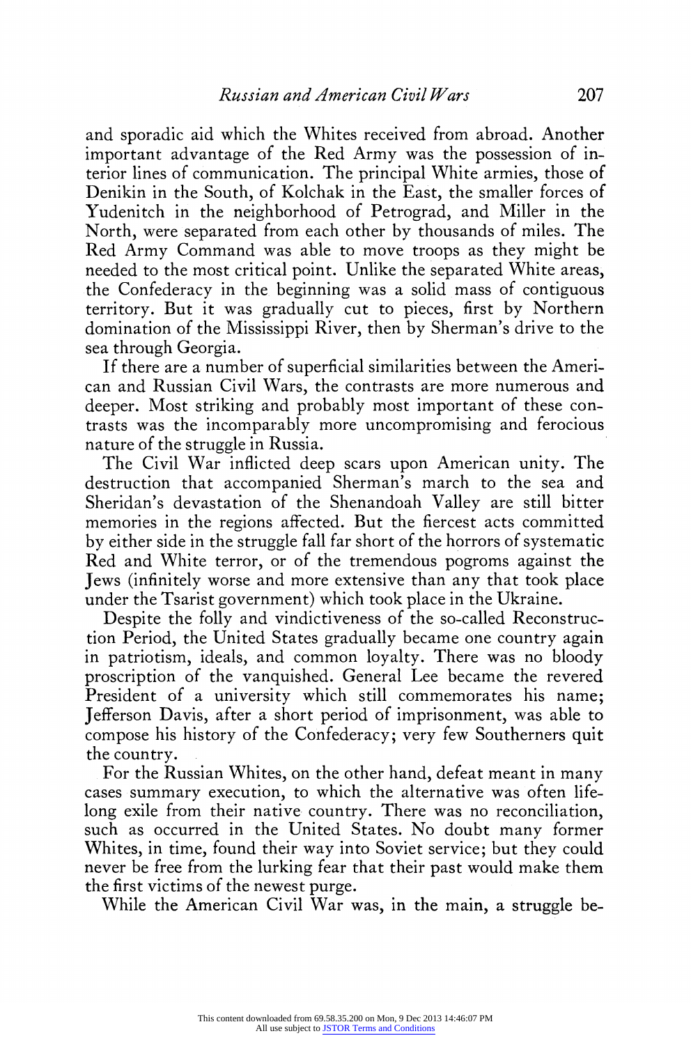and sporadic aid which the Whites received from abroad. Another important advantage of the Red Army was the possession of interior lines of communication. The principal White armies, those of Denikin in the South, of Kolchak in the East, the smaller forces of Yudenitch in the neighborhood of Petrograd, and Miller in the North, were separated from each other by thousands of miles. The Red Army Command was able to move troops as they might be needed to the most critical point. Unlike the separated White areas, the Confederacy in the beginning was a solid mass of contiguous territory. But it was gradually cut to pieces, first by Northern domination of the Mississippi River, then by Sherman's drive to the sea through Georgia.

If there are a number of superficial similarities between the American and Russian Civil Wars, the contrasts are more numerous and deeper. Most striking and probably most important of these contrasts was the incomparably more uncompromising and ferocious nature of the struggle in Russia.

The Civil War inflicted deep scars upon American unity. The destruction that accompanied Sherman's march to the sea and Sheridan's devastation of the Shenandoah Valley are still bitter memories in the regions affected. But the fiercest acts committed by either side in the struggle fall far short of the horrors of systematic Red and White terror, or of the tremendous pogroms against the Jews (infinitely worse and more extensive than any that took place under the Tsarist government) which took place in the Ukraine.

Despite the folly and vindictiveness of the so-called Reconstruction Period, the United States gradually became one country again in patriotism, ideals, and common loyalty. There was no bloody proscription of the vanquished. General Lee became the revered President of a university which still commemorates his name; Jefferson Davis, after a short period of imprisonment, was able to compose his history of the Confederacy; very few Southerners quit the country.

For the Russian Whites, on the other hand, defeat meant in many cases summary execution, to which the alternative was often lifelong exile from their native country. There was no reconciliation, such as occurred in the United States. No doubt many former Whites, in time, found their way into Soviet service; but they could never be free from the lurking fear that their past would make them the first victims of the newest purge.

While the American Civil War was, in the main, a struggle be-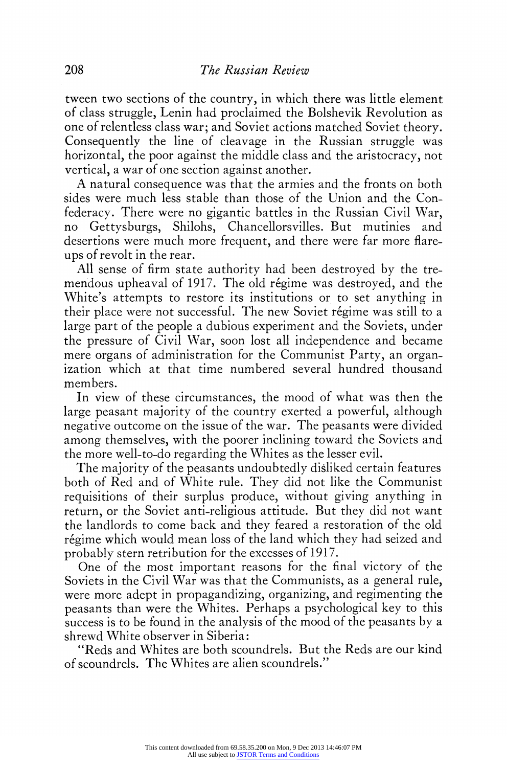tween two sections of the country, in which there was little element of class struggle, Lenin had proclaimed the Bolshevik Revolution as one of relentless class war; and Soviet actions matched Soviet theory. Consequently the line of cleavage in the Russian struggle was horizontal, the poor against the middle class and the aristocracy, not vertical, a war of one section against another.

A natural consequence was that the armies and the fronts on both sides were much less stable than those of the Union and the Confederacy. There were no gigantic battles in the Russian Civil War, no Gettysburgs, Shilohs, Chancellorsvilles. But mutinies and desertions were much more frequent, and there were far more flare-ups of revolt in the rear.

All sense of firm state authority had been destroyed by the tremendous upheaval of 1917. The old régime was destroyed, and the White's attempts to restore its institutions or to set anything in their place were not successful. The new Soviet régime was still to a large part of the people a dubious experiment and the Soviets, under the pressure of Civil War, soon lost all independence and became mere organs of administration for the Communist Party, an organization which at that time numbered several hundred thousand members.

In view of these circumstances, the mood of what was then the large peasant majority of the country exerted a powerful, although negative outcome on the issue of the war. The peasants were divided among themselves, with the poorer inclining toward the Soviets and the more well-to-do regarding the Whites as the lesser evil.

The majority of the peasants undoubtedly disliked certain features both of Red and of White rule. They did not like the Communist requisitions of their surplus produce, without giving anything in return, or the Soviet anti-religious attitude. But they did not want the landlords to come back and they feared a restoration of the old régime which would mean loss of the land which they had seized and probably stern retribution for the excesses of 1917.

One of the most important reasons for the final victory of the Soviets in the Civil War was that the Communists, as a general rule, were more adept in propagandizing, organizing, and regimenting the peasants than were the Whites. Perhaps a psychological key to this success is to be found in the analysis of the mood of the peasants by a shrewd White observer in Siberia:

"Reds and Whites are both scoundrels. But the Reds are our kind of scoundrels. The Whites are alien scoundrels."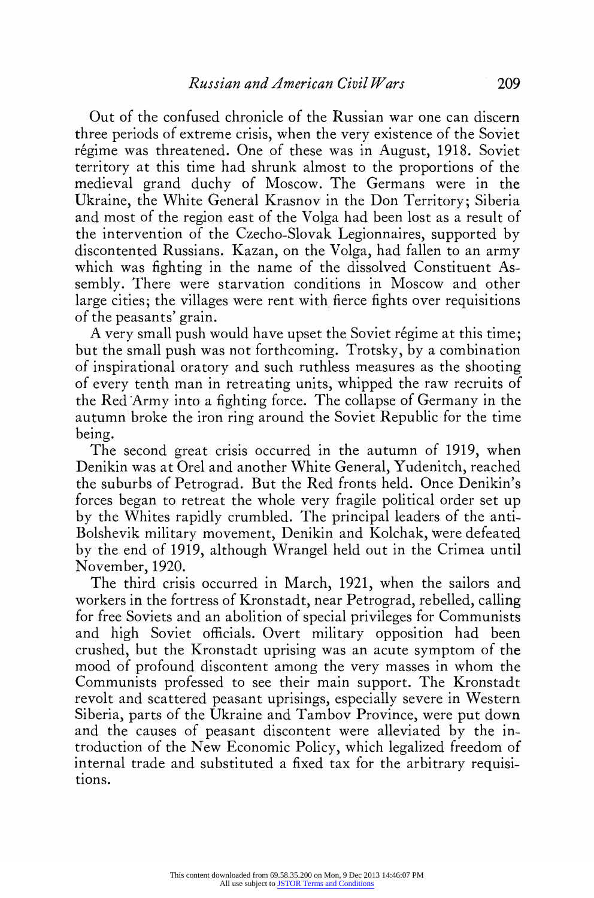Out of the confused chronicle of the Russian war one can discern three periods of extreme crisis, when the very existence of the Soviet régime was threatened. One of these was in August, 1918. Soviet territory at this time had shrunk almost to the proportions of the medieval grand duchy of Moscow. The Germans were in the Ukraine, the White General Krasnov in the Don Territory; Siberia and most of the region east of the Volga had been lost as a result of the intervention of the Czecho-Slovak Legionnaires, supported by discontented Russians. Kazan, on the Volga, had fallen to an army which was fighting in the name of the dissolved Constituent Assembly. There were starvation conditions in Moscow and other large cities; the villages were rent with fierce fights over requisitions of the peasants' grain.

A very small push would have upset the Soviet régime at this time; but the small push was not forthcoming. Trotsky, by a combination of inspirational oratory and such ruthless measures as the shooting of every tenth man in retreating units, whipped the raw recruits of the Red Army into a fighting force. The collapse of Germany in the autumn broke the iron ring around the Soviet Republic for the time being.

The second great crisis occurred in the autumn of 1919, when Denikin was at Orel and another White General, Yudenitch, reached the suburbs of Petrograd. But the Red fronts held. Once Denikin's forces began to retreat the whole very fragile political order set up by the Whites rapidly crumbled. The principal leaders of the anti-Bolshevik military movement, Denikin and Kolchak, were defeated by the end of 1919, although Wrangel held out in the Crimea until November, 1920.

The third crisis occurred in March, 1921, when the sailors and workers in the fortress of Kronstadt, near Petrograd, rebelled, calling for free Soviets and an abolition of special privileges for Communists and high Soviet officials. Overt military opposition had been crushed, but the Kronstadt uprising was an acute symptom of the mood of profound discontent among the very masses in whom the Communists professed to see their main support. The Kronstadt revolt and scattered peasant uprisings, especially severe in Western Siberia, parts of the Ukraine and Tambov Province, were put down and the causes of peasant discontent were alleviated by the introduction of the New Economic Policy, which legalized freedom of internal trade and substituted a fixed tax for the arbitrary requisitions.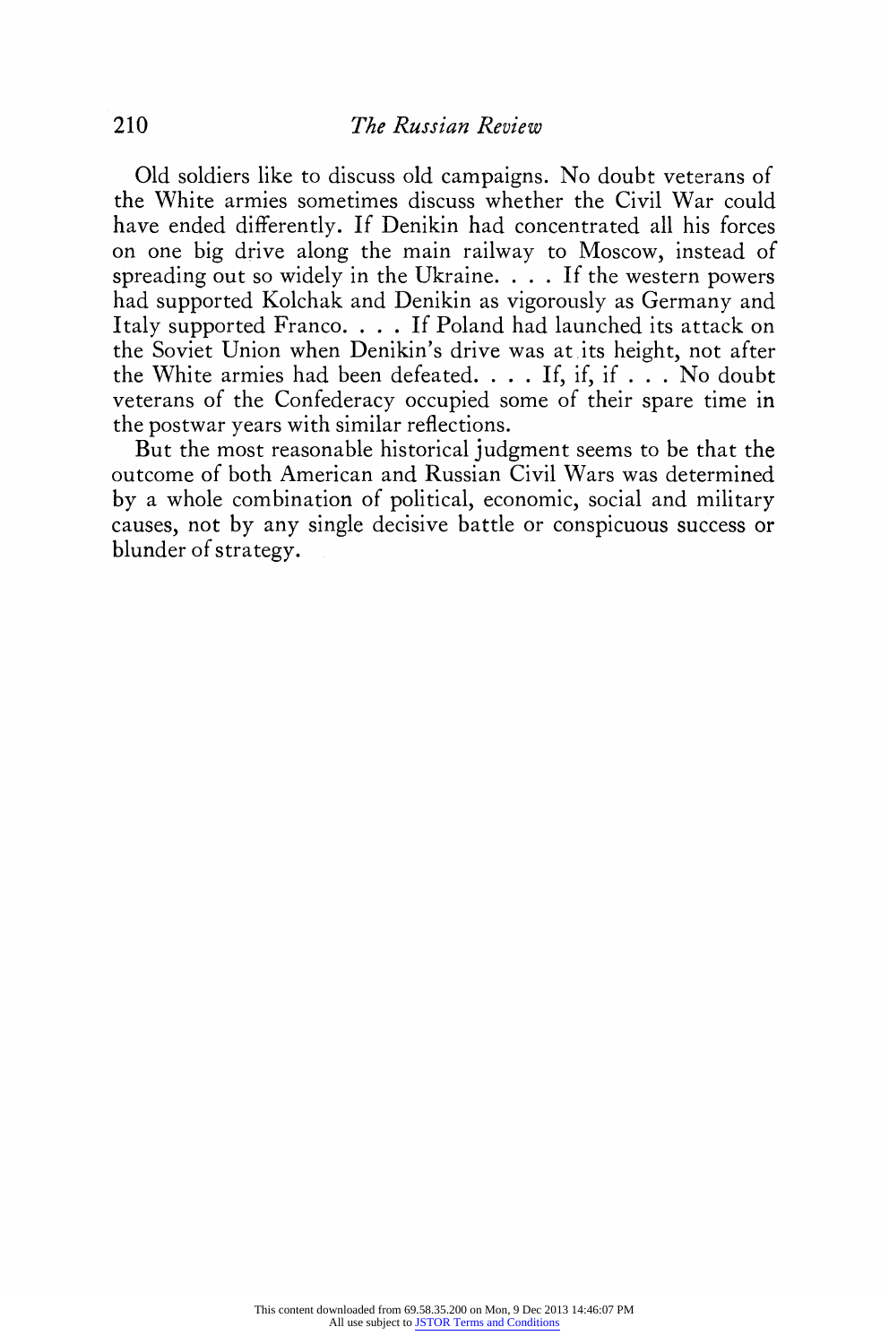Old soldiers like to discuss old campaigns. No doubt veterans of the White armies sometimes discuss whether the Civil War could have ended differently. If Denikin had concentrated all his forces on one big drive along the main railway to Moscow, instead of spreading out so widely in the Ukraine. . . . If the western powers had supported Kolchak and Denikin as vigorously as Germany and Italy supported Franco. . . . If Poland had launched its attack on the Soviet Union when Denikin's drive was at its height, not after the White armies had been defeated. . . . If, if, if . . . No doubt veterans of the Confederacy occupied some of their spare time in the postwar years with similar reflections.

But the most reasonable historical judgment seems to be that the outcome of both American and Russian Civil Wars was determined by a whole combination of political, economic, social and military causes, not by any single decisive battle or conspicuous success or blunder of strategy.